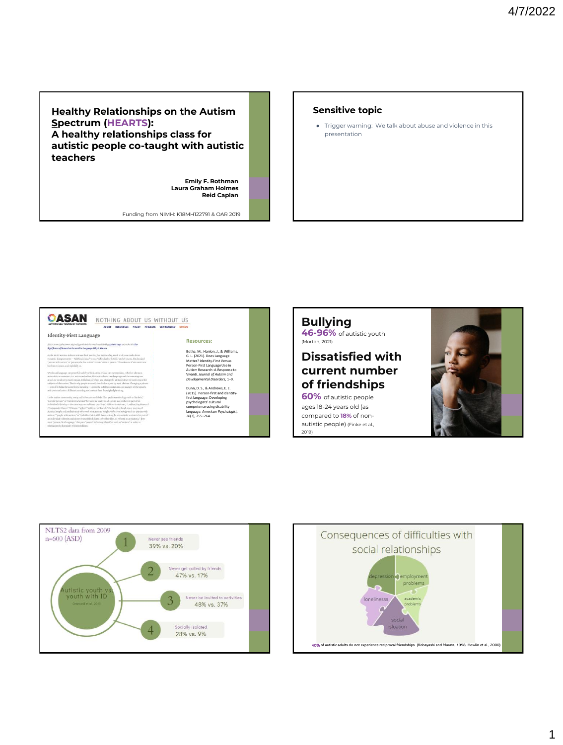# Healthy Relationships on the Autism Spectrum (HEARTS): A healthy relationships class for autistic people co-taught with autistic teachers

**Emily F. Rothman**
**Laura Graham Holmes**
**Reid Caplan**

Funding from NIMH: K18MH122791 & OAR 2019

## Sensitive topic

- Trigger warning: We talk about abuse and violence in this presentation

## ASAN – Nothing About Us Without Us

Identity-First Language

**Resources:**

Botha, M., Hanlon, J., & Williams, G. L. (2021). Does Language Matter? Identity-First Versus Person-First Language Use in Autism Research: A Response to Vivanti. *Journal of Autism and Developmental Disorders*, 1–9.

Dunn, D. S., & Andrews, E. E. (2015). Person-first and identity-first language: Developing psychologists' cultural competence using disability language. *American Psychologist, 70*(3), 255–264.

## Bullying

**46-96%** of autistic youth (Morton, 2021)

## Dissatisfied with current number of friendships

**60%** of autistic people ages 18-24 years old (as compared to **18%** of non-autistic people) (Finke et al., 2019)

## NLTS2 data from 2009 n=600 (ASD)

Autistic youth vs. youth with ID (Orsmond et al. 2013)

1. Never see friends: 39% vs. 20%
2. Never get called by friends: 47% vs. 17%
3. Never be invited to activities: 48% vs. 37%
4. Socially isolated: 28% vs. 9%

## Consequences of difficulties with social relationships

- depression
- employment problems
- academic problems
- social isolation
- lonelinesss

**40%** of autistic adults do not experience reciprocal friendships (Kobayashi and Murata, 1998; Howlin et al., 2000)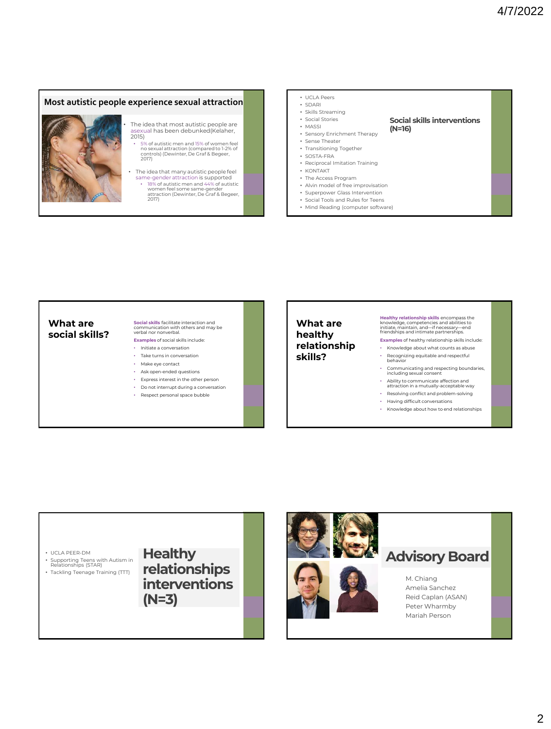## Most autistic people experience sexual attraction

- The idea that most autistic people are asexual has been debunked(Kelaher, 2015)
  - 5% of autistic men and 15% of women feel no sexual attraction (compared to 1-2% of controls) (Dewinter, De Graf & Begeer, 2017)
- The idea that many autistic people feel same-gender attraction is supported
  - 18% of autistic men and 44% of autistic women feel some same-gender attraction (Dewinter, De Graf & Begeer, 2017)

## Social skills interventions (N=16)

- UCLA Peers
- SDARI
- Skills Streaming
- Social Stories
- MASSI
- Sensory Enrichment Therapy
- Sense Theater
- Transitioning Together
- SOSTA-FRA
- Reciprocal Imitation Training
- KONTAKT
- The Access Program
- Alvin model of free improvisation
- Superpower Glass Intervention
- Social Tools and Rules for Teens
- Mind Reading (computer software)

## What are social skills?

**Social skills** facilitate interaction and communication with others and may be verbal nor nonverbal.

**Examples** of social skills include:

- Initiate a conversation
- Take turns in conversation
- Make eye contact
- Ask open-ended questions
- Express interest in the other person
- Do not interrupt during a conversation
- Respect personal space bubble

## What are healthy relationship skills?

**Healthy relationship skills** encompass the knowledge, competencies and abilities to initiate, maintain, and—if necessary—end friendships and intimate partnerships.

**Examples** of healthy relationship skills include:

- Knowledge about what counts as abuse
- Recognizing equitable and respectful behavior
- Communicating and respecting boundaries, including sexual consent
- Ability to communicate affection and attraction in a mutually-acceptable way
- Resolving conflict and problem-solving
- Having difficult conversations
- Knowledge about how to end relationships

## Healthy relationships interventions (N=3)

- UCLA PEER-DM
- Supporting Teens with Autism in Relationships (STAR)
- Tackling Teenage Training (TTT)

## Advisory Board

M. Chiang
Amelia Sanchez
Reid Caplan (ASAN)
Peter Wharmby
Mariah Person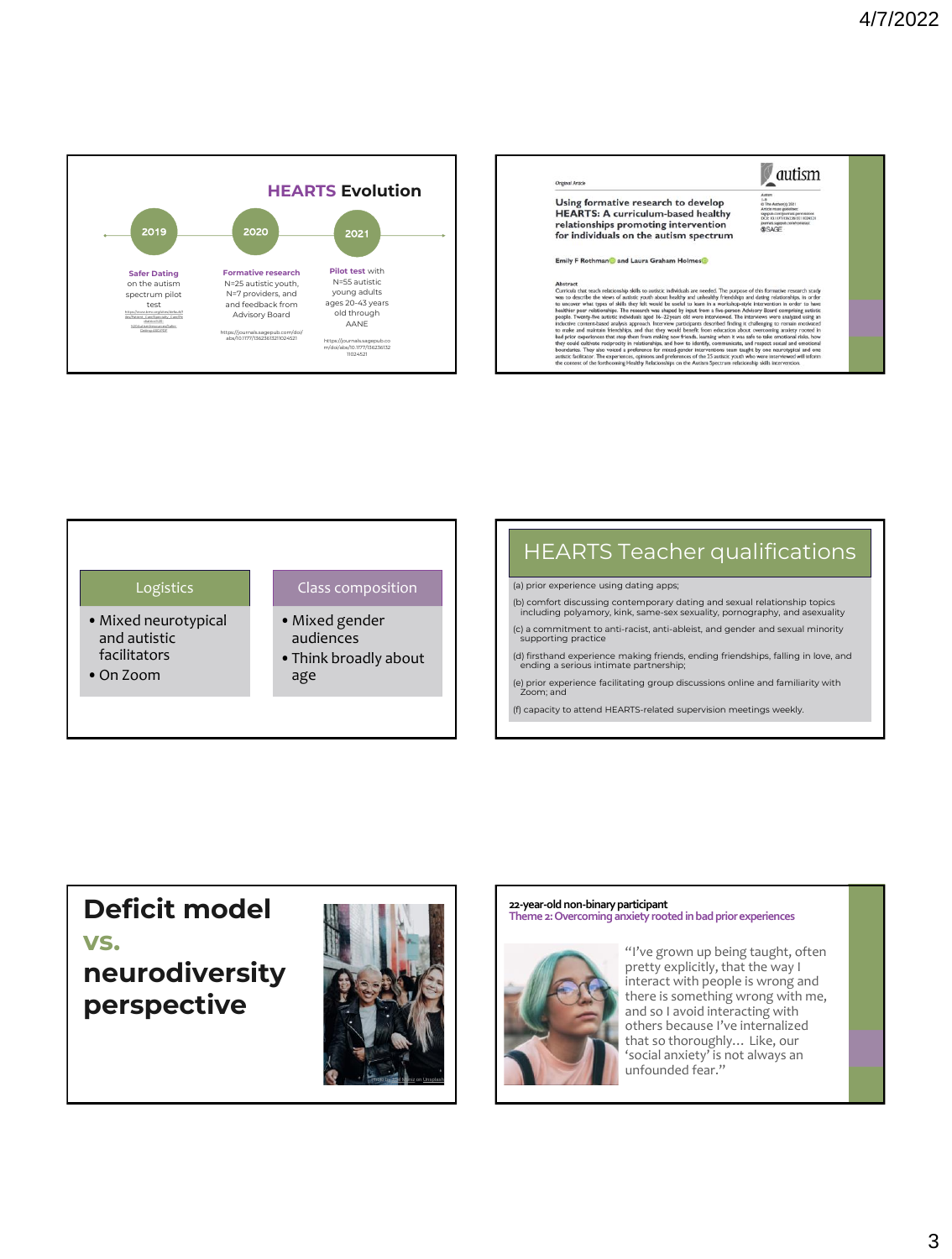## HEARTS Evolution

**2019** — **Safer Dating** on the autism spectrum pilot test

https://www.kmu.org/sites/default/files/Patient_Care/Specialty_Care/Pediatrics/ASD/Guidelines/Resources/Safer-Dating-ASD.PDF

**2020** — **Formative research** N=25 autistic youth, N=7 providers, and and feedback from Advisory Board

https://journals.sagepub.com/doi/abs/10.1177/13623613211024521

**2021** — **Pilot test** with N=55 autistic young adults ages 20-43 years old through AANE

https://journals.sagepub.com/doi/abs/10.1177/13623613211024521

---

*Original Article*

**autism**

**Using formative research to develop HEARTS: A curriculum-based healthy relationships promoting intervention for individuals on the autism spectrum**

**Emily F Rothman and Laura Graham Holmes**

**Abstract**

Curricula that teach relationship skills to autistic individuals are needed. The purpose of this formative research study was to describe the views of autistic youth about healthy and unhealthy friendships and dating relationships, in order to uncover what types of skills they felt would be useful to learn in a workshop-style intervention in order to have healthier peer relationships. The research was shaped by input from a five-person Advisory Board comprising autistic people. Twenty-five autistic individuals aged 16–22 years old were interviewed. The interviews were analyzed using an inductive content-based analysis approach. Interview participants described finding it challenging to remain motivated to make and maintain friendships, and that they would benefit from education about overcoming anxiety rooted in bad prior experiences that stop them from making new friends, learning when it was safe to take emotional risks, how they could cultivate reciprocity in relationships, and how to identify, communicate, and respect sexual and emotional boundaries. They also voiced a preference for mixed-gender interventions team taught by one neurotypical and one autistic facilitator. The experiences, opinions and preferences of the 25 autistic youth who were interviewed will inform the content of the forthcoming Healthy Relationships on the Autism Spectrum relationship skills intervention.

---

**Logistics**

- Mixed neurotypical and autistic facilitators
- On Zoom

**Class composition**

- Mixed gender audiences
- Think broadly about age

---

## HEARTS Teacher qualifications

(a) prior experience using dating apps;

(b) comfort discussing contemporary dating and sexual relationship topics including polyamory, kink, same-sex sexuality, pornography, and asexuality

(c) a commitment to anti-racist, anti-ableist, and gender and sexual minority supporting practice

(d) firsthand experience making friends, ending friendships, falling in love, and ending a serious intimate partnership;

(e) prior experience facilitating group discussions online and familiarity with Zoom; and

(f) capacity to attend HEARTS-related supervision meetings weekly.

---

# Deficit model vs. neurodiversity perspective

---

**22-year-old non-binary participant**

Theme 2: Overcoming anxiety rooted in bad prior experiences

"I've grown up being taught, often pretty explicitly, that the way I interact with people is wrong and there is something wrong with me, and so I avoid interacting with others because I've internalized that so thoroughly… Like, our 'social anxiety' is not always an unfounded fear."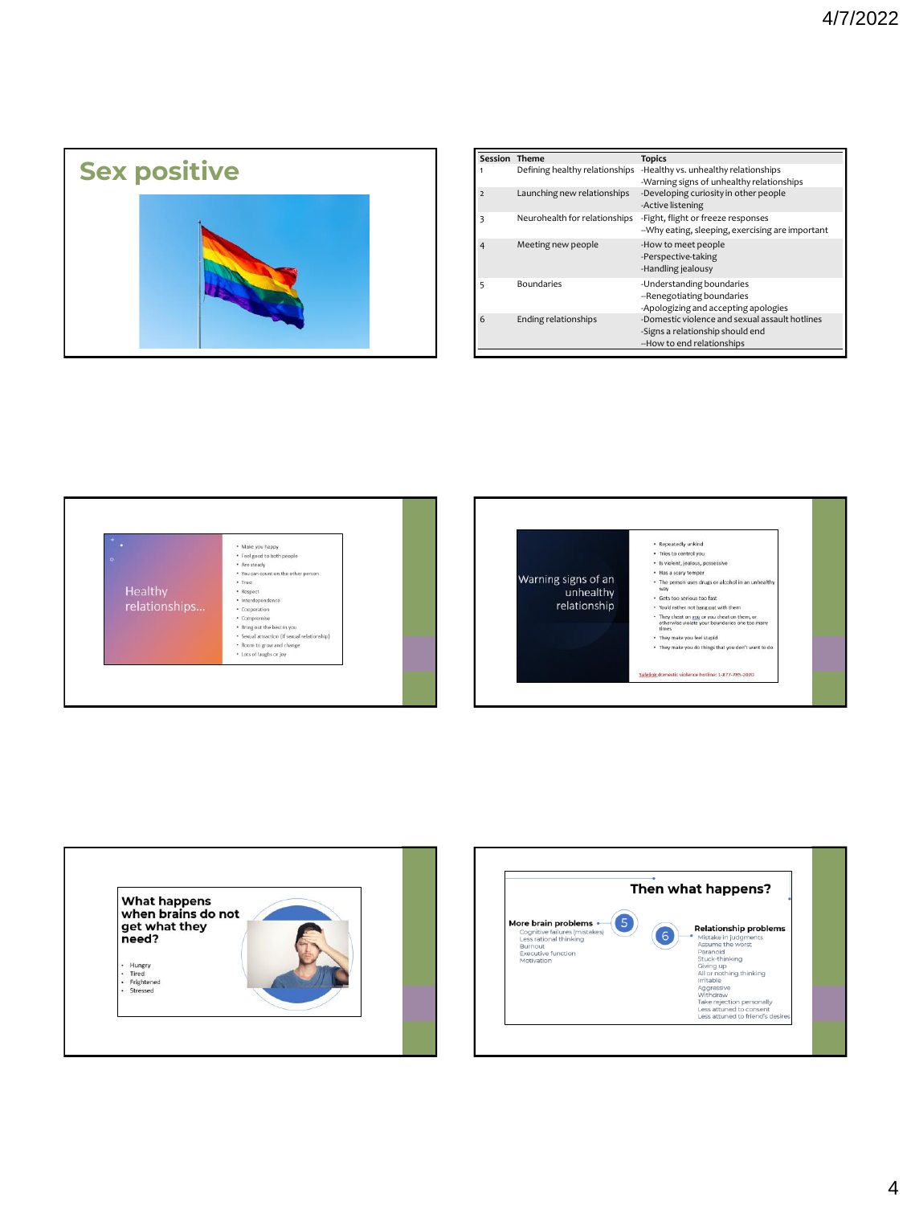## Sex positive

| Session | Theme | Topics |
|---|---|---|
| 1 | Defining healthy relationships | -Healthy vs. unhealthy relationships<br>-Warning signs of unhealthy relationships |
| 2 | Launching new relationships | -Developing curiosity in other people<br>-Active listening |
| 3 | Neurohealth for relationships | -Fight, flight or freeze responses<br>–Why eating, sleeping, exercising are important |
| 4 | Meeting new people | -How to meet people<br>-Perspective-taking<br>-Handling jealousy |
| 5 | Boundaries | -Understanding boundaries<br>–Renegotiating boundaries<br>-Apologizing and accepting apologies |
| 6 | Ending relationships | -Domestic violence and sexual assault hotlines<br>-Signs a relationship should end<br>–How to end relationships |

## Healthy relationships…

- Make you happy
- Feel good to both people
- Are steady
- You can count on the other person
- Trust
- Respect
- Interdependence
- Cooperation
- Compromise
- Bring out the best in you
- Sexual attraction (if sexual relationship)
- Room to grow and change
- Lots of laughs or joy

## Warning signs of an unhealthy relationship

- Repeatedly unkind
- Tries to control you
- Is violent, jealous, possessive
- Has a scary temper
- The person uses drugs or alcohol in an unhealthy way
- Gets too serious too fast
- You'd rather not hang out with them
- They cheat on you or you cheat on them, or otherwise violate your boundaries one too many times
- They make you feel stupid
- They make you do things that you don't want to do

Safelink domestic violence hotline: 1-877-785-2020

## What happens when brains do not get what they need?

- Hungry
- Tired
- Frightened
- Stressed

## Then what happens?

**More brain problems** (5)
- Cognitive failures (mistakes)
- Less rational thinking
- Burnout
- Executive function
- Motivation

**Relationship problems** (6)
- Mistake in judgments
- Assume the worst
- Paranoid
- Stuck-thinking
- Giving up
- All or nothing thinking
- Irritable
- Aggressive
- Withdraw
- Take rejection personally
- Less attuned to consent
- Less attuned to friend's desires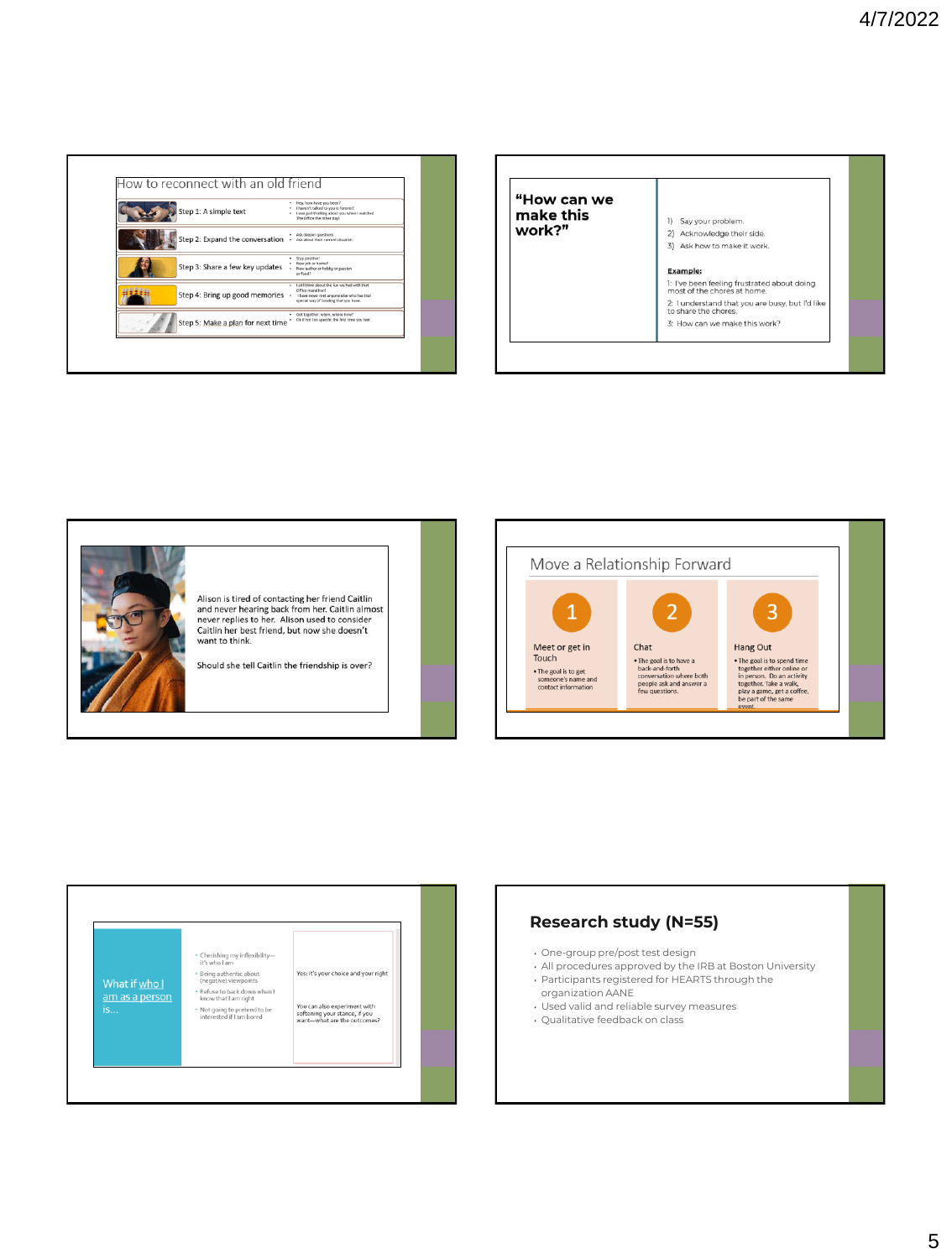## How to reconnect with an old friend

| | |
|---|---|
| Step 1: A simple text | • Hey, how have you been? • I haven't talked to you in forever! • I was just thinking about you when I watched The Office the other day! |
| Step 2: Expand the conversation | • Ask deeper questions • Ask about their current situation |
| Step 3: Share a few key updates | • Stay positive! • New job or home? • New author or hobby or passion or food? |
| Step 4: Bring up good memories | • I still think about the fun we had with that Office marathon! • I have never met anyone else who has that special way of bowling that you have. |
| Step 5: Make a plan for next time | • Get together: when, where how? • OK if not too specific the first time you text |

## "How can we make this work?"

1) Say your problem.
2) Acknowledge their side.
3) Ask how to make it work.

**Example:**

1: I've been feeling frustrated about doing most of the chores at home.
2: I understand that you are busy, but I'd like to share the chores.
3: How can we make this work?

---

Alison is tired of contacting her friend Caitlin and never hearing back from her. Caitlin almost never replies to her. Alison used to consider Caitlin her best friend, but now she doesn't want to think.

Should she tell Caitlin the friendship is over?

## Move a Relationship Forward

1. **Meet or get in Touch**
   - The goal is to get someone's name and contact information
2. **Chat**
   - The goal is to have a back-and-forth conversation where both people ask and answer a few questions.
3. **Hang Out**
   - The goal is to spend time together either online or in person. Do an activity together. Take a walk, play a game, get a coffee, be part of the same event.

---

What if who I am as a person is...

- Cherishing my inflexibility—it's who I am
- Being authentic about (negative) viewpoints
- Refuse to back down when I know that I am right
- Not going to pretend to be interested if I am bored

Yes: it's your choice and your right

You can also experiment with softening your stance, if you want—what are the outcomes?

## Research study (N=55)

- One-group pre/post test design
- All procedures approved by the IRB at Boston University
- Participants registered for HEARTS through the organization AANE
- Used valid and reliable survey measures
- Qualitative feedback on class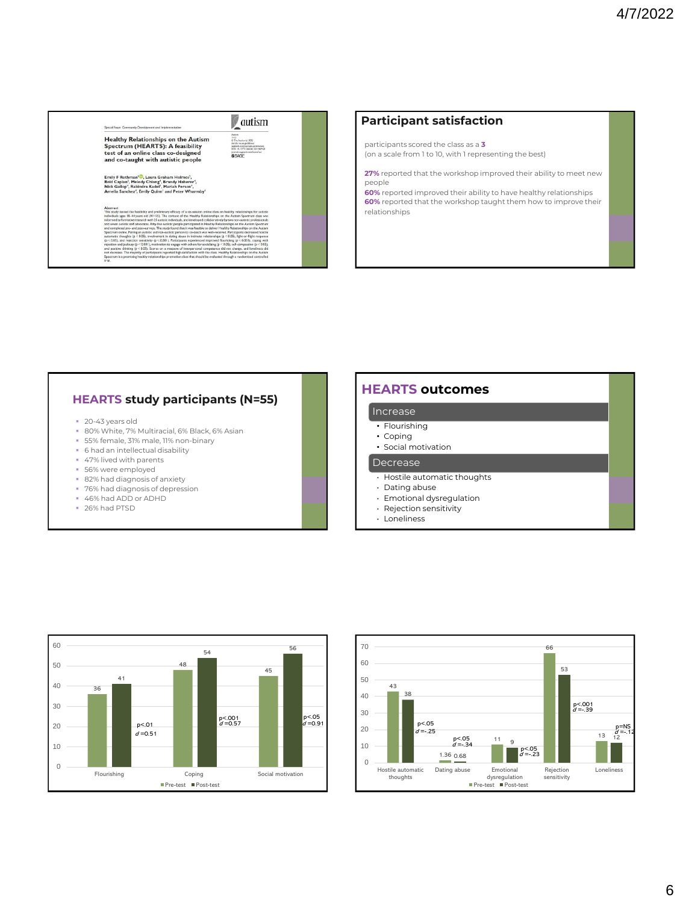## Slide 1

autism

Special Issue: Community Development and Implementation

**Healthy Relationships on the Autism Spectrum (HEARTS): A feasibility test of an online class co-designed and co-taught with autistic people**

Emily F Rothman[1], Laura Graham Holmes[2], Reid Caplan[1], Melody Chiang[3], Brandy Haberer[4], Nick Gallop[1], Rabindra Kadel[5], Mariah Person[1], Amelia Sanchez[1], Emily Quinn[1] and Peter Wharmby[1]

## Slide 2

## Participant satisfaction

participants scored the class as a **3**
(on a scale from 1 to 10, with 1 representing the best)

**27%** reported that the workshop improved their ability to meet new people
**60%** reported improved their ability to have healthy relationships
**60%** reported that the workshop taught them how to improve their relationships

## Slide 3

## HEARTS study participants (N=55)

- 20-43 years old
- 80% White, 7% Multiracial, 6% Black, 6% Asian
- 55% female, 31% male, 11% non-binary
- 6 had an intellectual disability
- 47% lived with parents
- 56% were employed
- 82% had diagnosis of anxiety
- 76% had diagnosis of depression
- 46% had ADD or ADHD
- 26% had PTSD

## Slide 4

## HEARTS outcomes

**Increase**
- Flourishing
- Coping
- Social motivation

**Decrease**
- Hostile automatic thoughts
- Dating abuse
- Emotional dysregulation
- Rejection sensitivity
- Loneliness

## Slide 5

| Outcome | Pre-test | Post-test | Significance |
|---|---|---|---|
| Flourishing | 36 | 41 | $p<.01$, $d=0.51$ |
| Coping | 48 | 54 | $p<.001$, $d=0.57$ |
| Social motivation | 45 | 56 | $p<.05$, $d=0.91$ |

## Slide 6

| Outcome | Pre-test | Post-test | Significance |
|---|---|---|---|
| Hostile automatic thoughts | 43 | 38 | $p<.05$, $d=-.25$ |
| Dating abuse | 1.36 | 0.68 | $p<.05$, $d=-.34$ |
| Emotional dysregulation | 11 | 9 | $p<.05$, $d=-.23$ |
| Rejection sensitivity | 66 | 53 | $p<.001$, $d=-.39$ |
| Loneliness | 13 | 12 | $p=NS$, $d=-.12$ |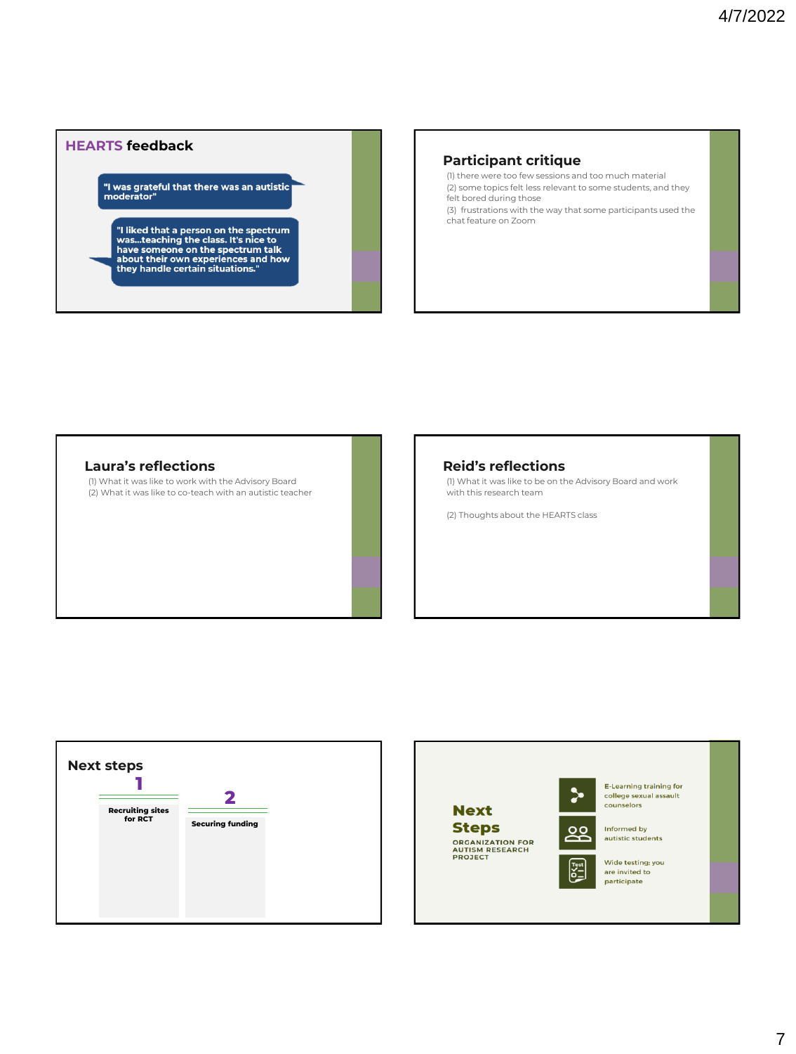## HEARTS feedback

"I was grateful that there was an autistic moderator"

"I liked that a person on the spectrum was…teaching the class. It's nice to have someone on the spectrum talk about their own experiences and how they handle certain situations."

## Participant critique

(1) there were too few sessions and too much material
(2) some topics felt less relevant to some students, and they felt bored during those
(3) frustrations with the way that some participants used the chat feature on Zoom

## Laura's reflections

(1) What it was like to work with the Advisory Board
(2) What it was like to co-teach with an autistic teacher

## Reid's reflections

(1) What it was like to be on the Advisory Board and work with this research team

(2) Thoughts about the HEARTS class

## Next steps

1. Recruiting sites for RCT
2. Securing funding

## Next Steps

ORGANIZATION FOR AUTISM RESEARCH PROJECT

- E-Learning training for college sexual assault counselors
- Informed by autistic students
- Wide testing; you are invited to participate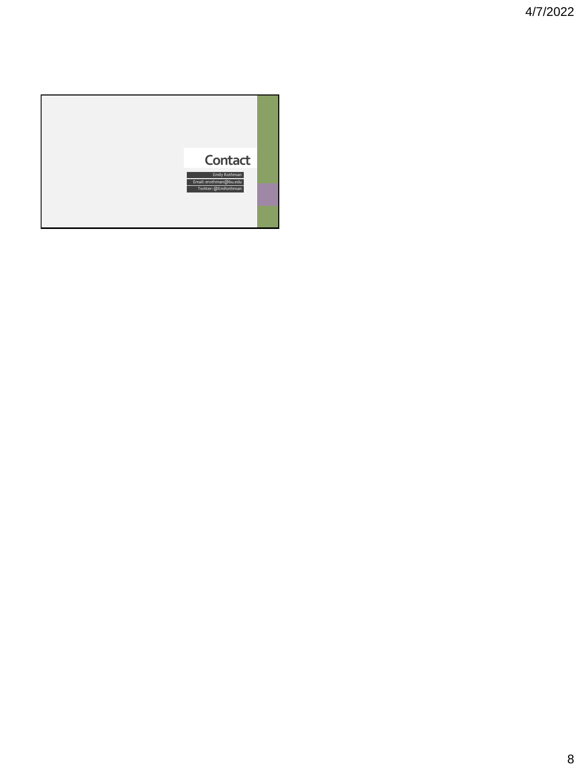# Contact

Emily Rothman

Email: erothman@bu.edu

Twitter: @EmRothman